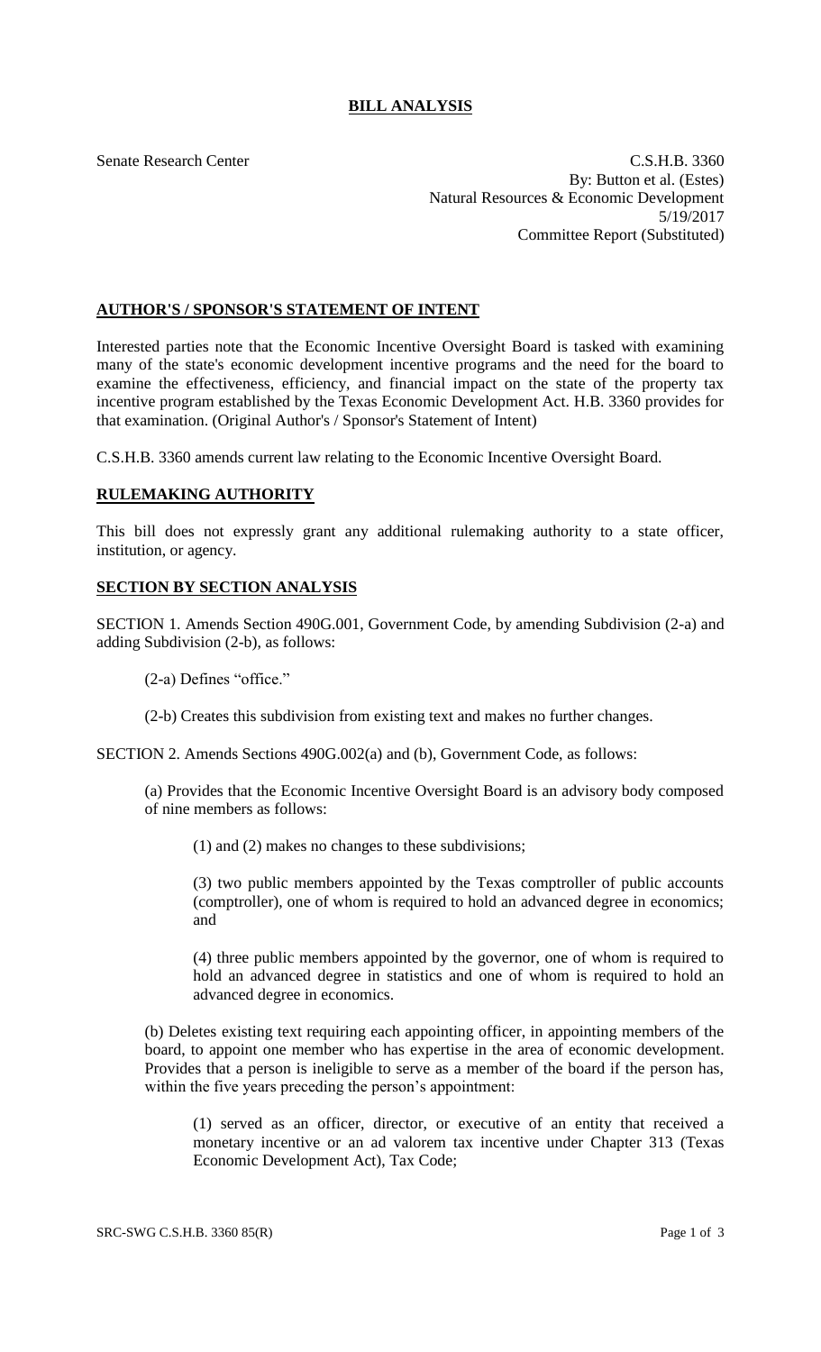# BILL ANALYSIS

Senate Research Center

C.S.H.B. 3360
By: Button et al. (Estes)
Natural Resources & Economic Development
5/19/2017
Committee Report (Substituted)

## AUTHOR'S / SPONSOR'S STATEMENT OF INTENT

Interested parties note that the Economic Incentive Oversight Board is tasked with examining many of the state's economic development incentive programs and the need for the board to examine the effectiveness, efficiency, and financial impact on the state of the property tax incentive program established by the Texas Economic Development Act. H.B. 3360 provides for that examination. (Original Author's / Sponsor's Statement of Intent)

C.S.H.B. 3360 amends current law relating to the Economic Incentive Oversight Board.

## RULEMAKING AUTHORITY

This bill does not expressly grant any additional rulemaking authority to a state officer, institution, or agency.

## SECTION BY SECTION ANALYSIS

SECTION 1. Amends Section 490G.001, Government Code, by amending Subdivision (2-a) and adding Subdivision (2-b), as follows:

(2-a) Defines "office."

(2-b) Creates this subdivision from existing text and makes no further changes.

SECTION 2. Amends Sections 490G.002(a) and (b), Government Code, as follows:

(a) Provides that the Economic Incentive Oversight Board is an advisory body composed of nine members as follows:

(1) and (2) makes no changes to these subdivisions;

(3) two public members appointed by the Texas comptroller of public accounts (comptroller), one of whom is required to hold an advanced degree in economics; and

(4) three public members appointed by the governor, one of whom is required to hold an advanced degree in statistics and one of whom is required to hold an advanced degree in economics.

(b) Deletes existing text requiring each appointing officer, in appointing members of the board, to appoint one member who has expertise in the area of economic development. Provides that a person is ineligible to serve as a member of the board if the person has, within the five years preceding the person's appointment:

(1) served as an officer, director, or executive of an entity that received a monetary incentive or an ad valorem tax incentive under Chapter 313 (Texas Economic Development Act), Tax Code;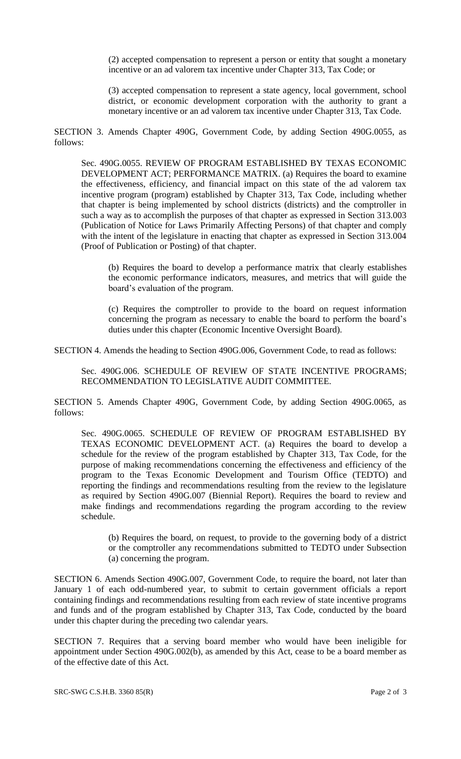(2) accepted compensation to represent a person or entity that sought a monetary incentive or an ad valorem tax incentive under Chapter 313, Tax Code; or

(3) accepted compensation to represent a state agency, local government, school district, or economic development corporation with the authority to grant a monetary incentive or an ad valorem tax incentive under Chapter 313, Tax Code.

SECTION 3. Amends Chapter 490G, Government Code, by adding Section 490G.0055, as follows:

Sec. 490G.0055. REVIEW OF PROGRAM ESTABLISHED BY TEXAS ECONOMIC DEVELOPMENT ACT; PERFORMANCE MATRIX. (a) Requires the board to examine the effectiveness, efficiency, and financial impact on this state of the ad valorem tax incentive program (program) established by Chapter 313, Tax Code, including whether that chapter is being implemented by school districts (districts) and the comptroller in such a way as to accomplish the purposes of that chapter as expressed in Section 313.003 (Publication of Notice for Laws Primarily Affecting Persons) of that chapter and comply with the intent of the legislature in enacting that chapter as expressed in Section 313.004 (Proof of Publication or Posting) of that chapter.

(b) Requires the board to develop a performance matrix that clearly establishes the economic performance indicators, measures, and metrics that will guide the board's evaluation of the program.

(c) Requires the comptroller to provide to the board on request information concerning the program as necessary to enable the board to perform the board's duties under this chapter (Economic Incentive Oversight Board).

SECTION 4. Amends the heading to Section 490G.006, Government Code, to read as follows:

Sec. 490G.006. SCHEDULE OF REVIEW OF STATE INCENTIVE PROGRAMS; RECOMMENDATION TO LEGISLATIVE AUDIT COMMITTEE.

SECTION 5. Amends Chapter 490G, Government Code, by adding Section 490G.0065, as follows:

Sec. 490G.0065. SCHEDULE OF REVIEW OF PROGRAM ESTABLISHED BY TEXAS ECONOMIC DEVELOPMENT ACT. (a) Requires the board to develop a schedule for the review of the program established by Chapter 313, Tax Code, for the purpose of making recommendations concerning the effectiveness and efficiency of the program to the Texas Economic Development and Tourism Office (TEDTO) and reporting the findings and recommendations resulting from the review to the legislature as required by Section 490G.007 (Biennial Report). Requires the board to review and make findings and recommendations regarding the program according to the review schedule.

(b) Requires the board, on request, to provide to the governing body of a district or the comptroller any recommendations submitted to TEDTO under Subsection (a) concerning the program.

SECTION 6. Amends Section 490G.007, Government Code, to require the board, not later than January 1 of each odd-numbered year, to submit to certain government officials a report containing findings and recommendations resulting from each review of state incentive programs and funds and of the program established by Chapter 313, Tax Code, conducted by the board under this chapter during the preceding two calendar years.

SECTION 7. Requires that a serving board member who would have been ineligible for appointment under Section 490G.002(b), as amended by this Act, cease to be a board member as of the effective date of this Act.

SRC-SWG C.S.H.B. 3360 85(R)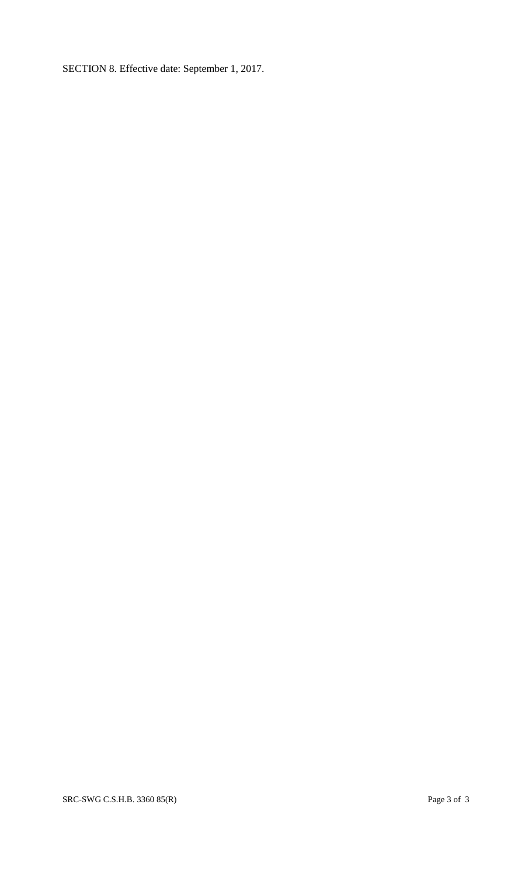SECTION 8. Effective date: September 1, 2017.